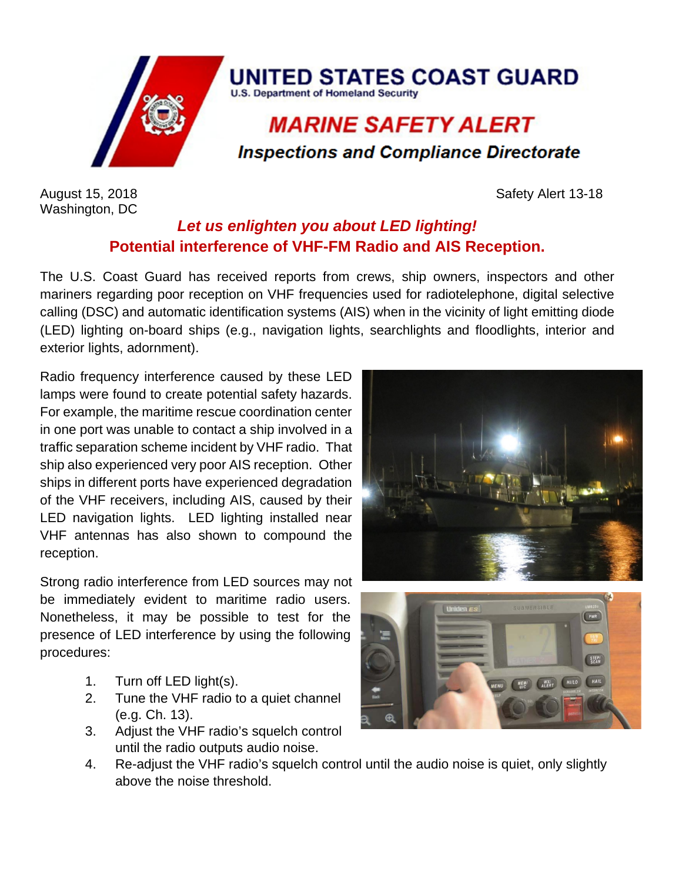# UNITED STATES COAST GUARD

U.S. Department of Homeland Security

## *MARINE SAFETY ALERT*

### *Inspections and Compliance Directorate*

August 15, 2018
Washington, DC

Safety Alert 13-18

## *Let us enlighten you about LED lighting!*

## Potential interference of VHF-FM Radio and AIS Reception.

The U.S. Coast Guard has received reports from crews, ship owners, inspectors and other mariners regarding poor reception on VHF frequencies used for radiotelephone, digital selective calling (DSC) and automatic identification systems (AIS) when in the vicinity of light emitting diode (LED) lighting on-board ships (e.g., navigation lights, searchlights and floodlights, interior and exterior lights, adornment).

Radio frequency interference caused by these LED lamps were found to create potential safety hazards. For example, the maritime rescue coordination center in one port was unable to contact a ship involved in a traffic separation scheme incident by VHF radio. That ship also experienced very poor AIS reception. Other ships in different ports have experienced degradation of the VHF receivers, including AIS, caused by their LED navigation lights. LED lighting installed near VHF antennas has also shown to compound the reception.

Strong radio interference from LED sources may not be immediately evident to maritime radio users. Nonetheless, it may be possible to test for the presence of LED interference by using the following procedures:

1. Turn off LED light(s).
2. Tune the VHF radio to a quiet channel (e.g. Ch. 13).
3. Adjust the VHF radio's squelch control until the radio outputs audio noise.
4. Re-adjust the VHF radio's squelch control until the audio noise is quiet, only slightly above the noise threshold.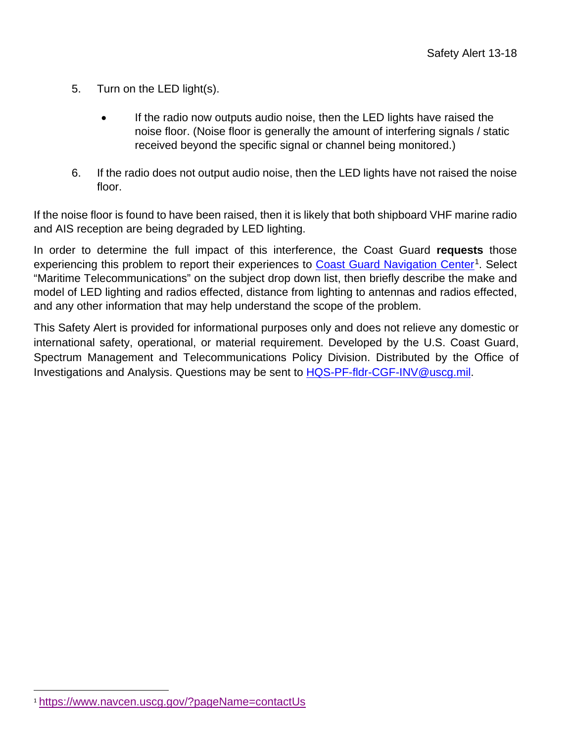5. Turn on the LED light(s).

    - If the radio now outputs audio noise, then the LED lights have raised the noise floor. (Noise floor is generally the amount of interfering signals / static received beyond the specific signal or channel being monitored.)

6. If the radio does not output audio noise, then the LED lights have not raised the noise floor.

If the noise floor is found to have been raised, then it is likely that both shipboard VHF marine radio and AIS reception are being degraded by LED lighting.

In order to determine the full impact of this interference, the Coast Guard **requests** those experiencing this problem to report their experiences to Coast Guard Navigation Center[1]. Select "Maritime Telecommunications" on the subject drop down list, then briefly describe the make and model of LED lighting and radios effected, distance from lighting to antennas and radios effected, and any other information that may help understand the scope of the problem.

This Safety Alert is provided for informational purposes only and does not relieve any domestic or international safety, operational, or material requirement. Developed by the U.S. Coast Guard, Spectrum Management and Telecommunications Policy Division. Distributed by the Office of Investigations and Analysis. Questions may be sent to HQS-PF-fldr-CGF-INV@uscg.mil.

[1] https://www.navcen.uscg.gov/?pageName=contactUs